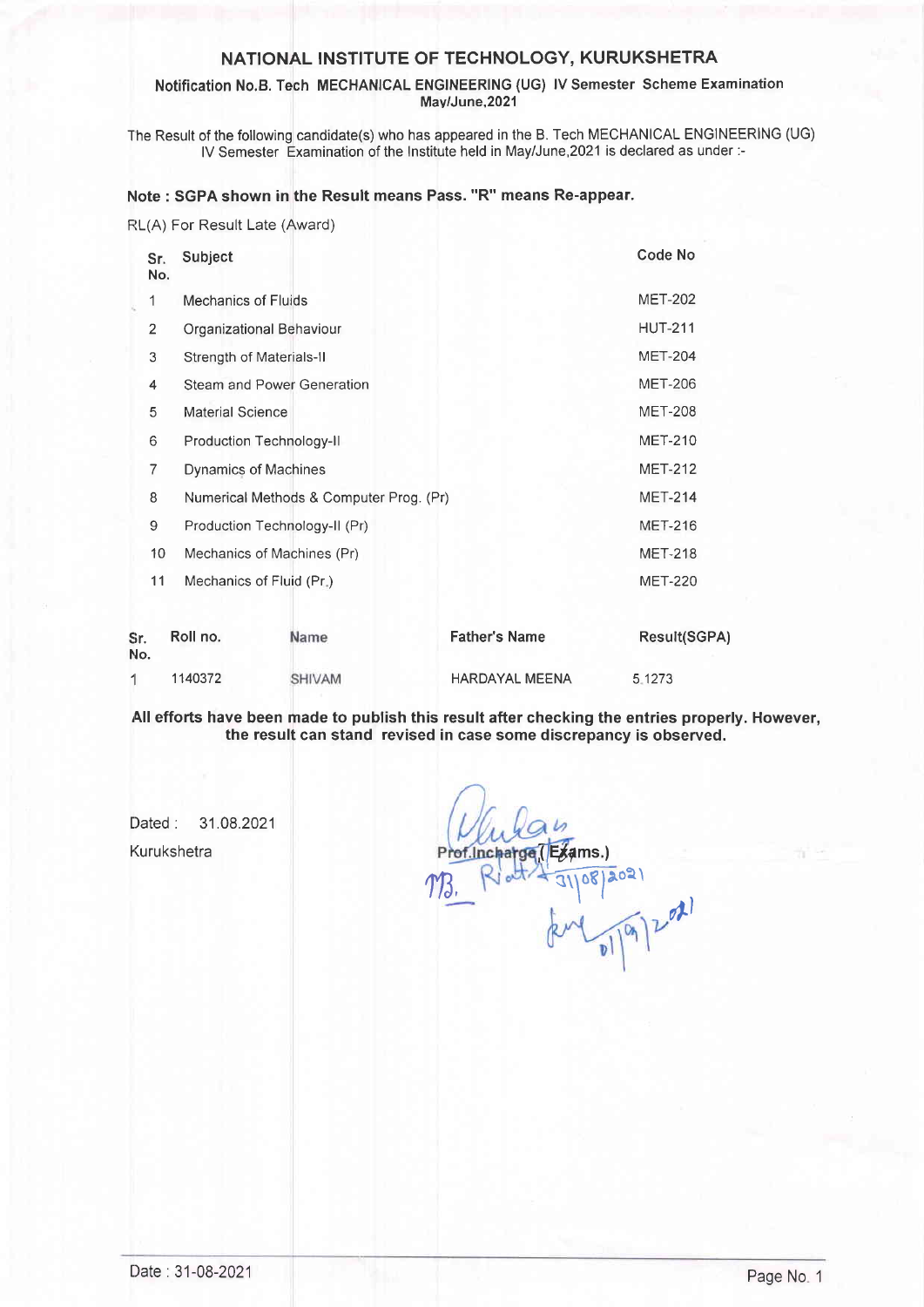# NATIONAL INSTITUTE OF TECHNOLOGY, KURUKSHETRA

**Notification No.B. Tech MECHANICAL ENGINEERING (UG) IV Semester Scheme Examination May/June,2021**

The Result of the following candidate(s) who has appeared in the B. Tech MECHANICAL ENGINEERING (UG) IV Semester Examination of the Institute held in May/June,2021 is declared as under :-

**Note : SGPA shown in the Result means Pass. "R" means Re-appear.**

RL(A) For Result Late (Award)

| Sr. No. | Subject | Code No |
|---|---|---|
| 1 | Mechanics of Fluids | MET-202 |
| 2 | Organizational Behaviour | HUT-211 |
| 3 | Strength of Materials-II | MET-204 |
| 4 | Steam and Power Generation | MET-206 |
| 5 | Material Science | MET-208 |
| 6 | Production Technology-II | MET-210 |
| 7 | Dynamics of Machines | MET-212 |
| 8 | Numerical Methods & Computer Prog. (Pr) | MET-214 |
| 9 | Production Technology-II (Pr) | MET-216 |
| 10 | Mechanics of Machines (Pr) | MET-218 |
| 11 | Mechanics of Fluid (Pr.) | MET-220 |

| Sr. No. | Roll no. | Name | Father's Name | Result(SGPA) |
|---|---|---|---|---|
| 1 | 1140372 | SHIVAM | HARDAYAL MEENA | 5.1273 |

**All efforts have been made to publish this result after checking the entries properly. However, the result can stand revised in case some discrepancy is observed.**

Dated : 31.08.2021

Kurukshetra

Prof.Incharge (Exams.)

Date : 31-08-2021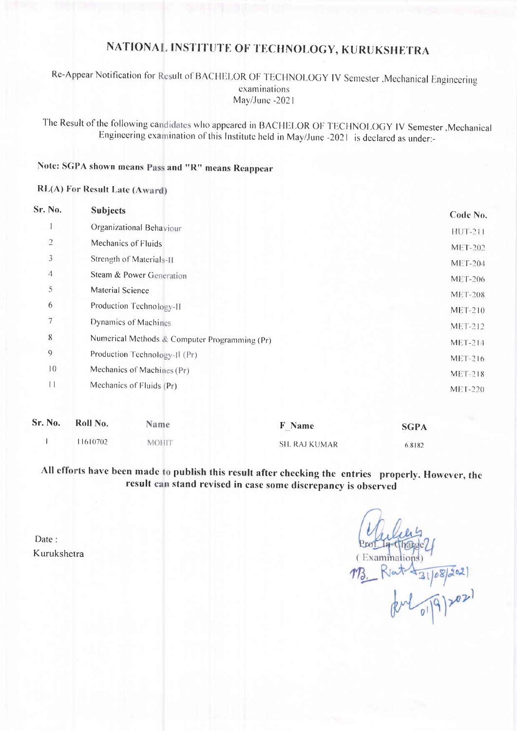# NATIONAL INSTITUTE OF TECHNOLOGY, KURUKSHETRA

Re-Appear Notification for Result of BACHELOR OF TECHNOLOGY IV Semester ,Mechanical Engineering examinations
May/June -2021

The Result of the following candidates who appeared in BACHELOR OF TECHNOLOGY IV Semester ,Mechanical Engineering examination of this Institute held in May/June -2021 is declared as under:-

**Note: SGPA shown means Pass and "R" means Reappear**

**RL(A) For Result Late (Award)**

| Sr. No. | Subjects | Code No. |
|---|---|---|
| 1 | Organizational Behaviour | HUT-211 |
| 2 | Mechanics of Fluids | MET-202 |
| 3 | Strength of Materials-II | MET-204 |
| 4 | Steam & Power Generation | MET-206 |
| 5 | Material Science | MET-208 |
| 6 | Production Technology-II | MET-210 |
| 7 | Dynamics of Machines | MET-212 |
| 8 | Numerical Methods & Computer Programming (Pr) | MET-214 |
| 9 | Production Technology-II (Pr) | MET-216 |
| 10 | Mechanics of Machines (Pr) | MET-218 |
| 11 | Mechanics of Fluids (Pr) | MET-220 |

| Sr. No. | Roll No. | Name | F_Name | SGPA |
|---|---|---|---|---|
| 1 | 11610702 | MOHIT | SH. RAJ KUMAR | 6.8182 |

**All efforts have been made to publish this result after checking the entries properly. However, the result can stand revised in case some discrepancy is observed**

Date :
Kurukshetra

Prof. In-Charge
( Examinations)
31/08/2021
01/9/2021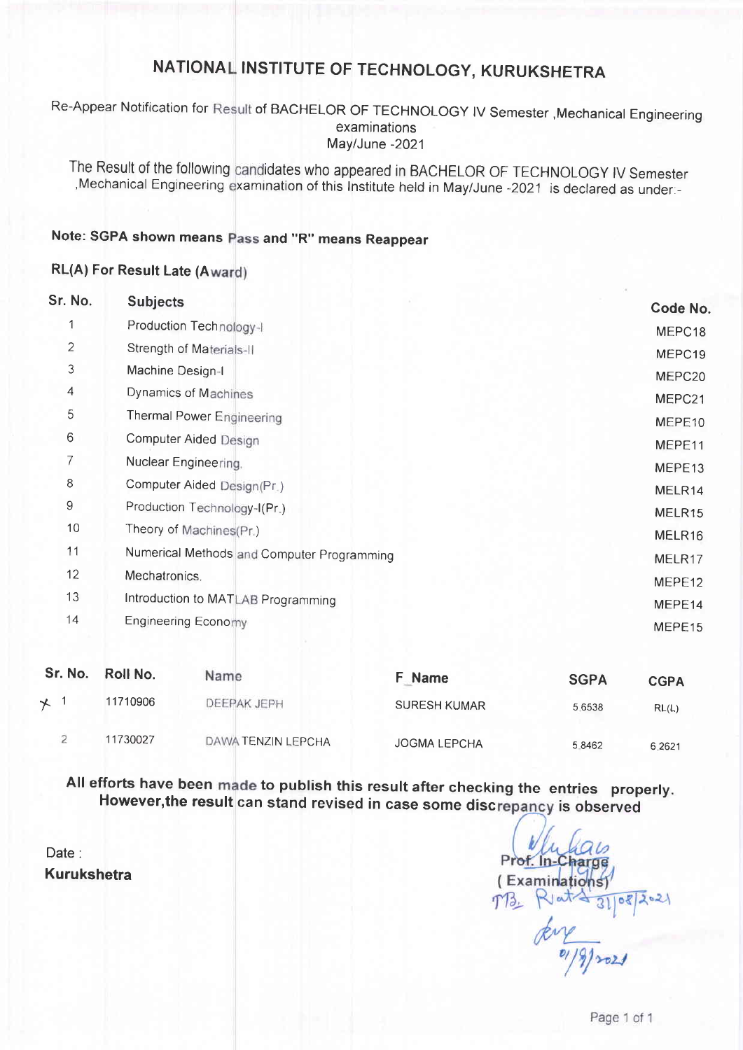# NATIONAL INSTITUTE OF TECHNOLOGY, KURUKSHETRA

Re-Appear Notification for Result of BACHELOR OF TECHNOLOGY IV Semester ,Mechanical Engineering examinations
May/June -2021

The Result of the following candidates who appeared in BACHELOR OF TECHNOLOGY IV Semester ,Mechanical Engineering examination of this Institute held in May/June -2021 is declared as under:-

**Note: SGPA shown means Pass and "R" means Reappear**

**RL(A) For Result Late (Award)**

| Sr. No. | Subjects | Code No. |
|---|---|---|
| 1 | Production Technology-I | MEPC18 |
| 2 | Strength of Materials-II | MEPC19 |
| 3 | Machine Design-I | MEPC20 |
| 4 | Dynamics of Machines | MEPC21 |
| 5 | Thermal Power Engineering | MEPE10 |
| 6 | Computer Aided Design | MEPE11 |
| 7 | Nuclear Engineering. | MEPE13 |
| 8 | Computer Aided Design(Pr.) | MELR14 |
| 9 | Production Technology-I(Pr.) | MELR15 |
| 10 | Theory of Machines(Pr.) | MELR16 |
| 11 | Numerical Methods and Computer Programming | MELR17 |
| 12 | Mechatronics. | MEPE12 |
| 13 | Introduction to MATLAB Programming | MEPE14 |
| 14 | Engineering Economy | MEPE15 |

| Sr. No. | Roll No. | Name | F_Name | SGPA | CGPA |
|---|---|---|---|---|---|
| 1 | 11710906 | DEEPAK JEPH | SURESH KUMAR | 5.6538 | RL(L) |
| 2 | 11730027 | DAWA TENZIN LEPCHA | JOGMA LEPCHA | 5.8462 | 6.2621 |

**All efforts have been made to publish this result after checking the entries properly. However,the result can stand revised in case some discrepancy is observed**

Date :
**Kurukshetra**

Prof. In-Charge
( Examinations)

31/08/2021

01/9/2021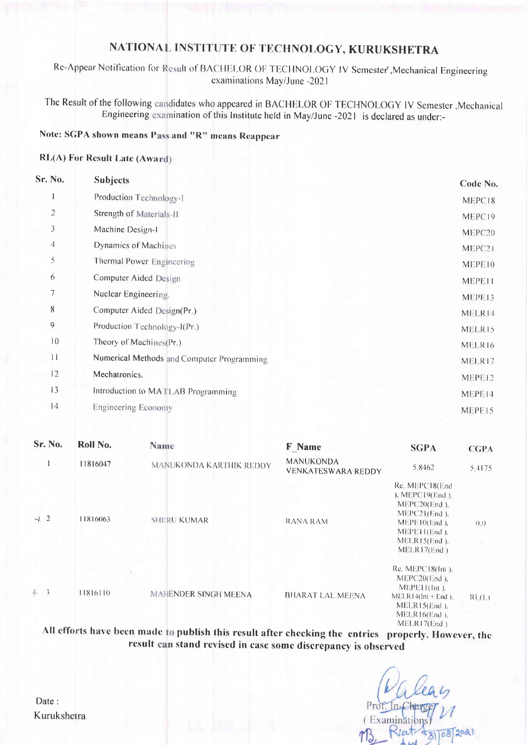# NATIONAL INSTITUTE OF TECHNOLOGY, KURUKSHETRA

Re-Appear Notification for Result of BACHELOR OF TECHNOLOGY IV Semester ,Mechanical Engineering examinations May/June -2021

The Result of the following candidates who appeared in BACHELOR OF TECHNOLOGY IV Semester ,Mechanical Engineering examination of this Institute held in May/June -2021 is declared as under:-

**Note: SGPA shown means Pass and "R" means Reappear**

**RL(A) For Result Late (Award)**

| Sr. No. | Subjects | Code No. |
|---|---|---|
| 1 | Production Technology-I | MEPC18 |
| 2 | Strength of Materials-II | MEPC19 |
| 3 | Machine Design-I | MEPC20 |
| 4 | Dynamics of Machines | MEPC21 |
| 5 | Thermal Power Engineering | MEPE10 |
| 6 | Computer Aided Design | MEPE11 |
| 7 | Nuclear Engineering. | MEPE13 |
| 8 | Computer Aided Design(Pr.) | MELR14 |
| 9 | Production Technology-I(Pr.) | MELR15 |
| 10 | Theory of Machines(Pr.) | MELR16 |
| 11 | Numerical Methods and Computer Programming | MELR17 |
| 12 | Mechatronics. | MEPE12 |
| 13 | Introduction to MATLAB Programming | MEPE14 |
| 14 | Engineering Economy | MEPE15 |

| Sr. No. | Roll No. | Name | F_Name | SGPA | CGPA |
|---|---|---|---|---|---|
| 1 | 11816047 | MANUKONDA KARTHIK REDDY | MANUKONDA VENKATESWARA REDDY | 5.8462 | 5.4175 |
| 2 | 11816063 | SHERU KUMAR | RANA RAM | Re. MEPC18(End ), MEPC19(End ), MEPC20(End ), MEPC21(End ), MEPE10(End ), MEPE11(End ), MELR15(End ), MELR17(End ) | 0.0 |
| 3 | 11816110 | MAHENDER SINGH MEENA | BHARAT LAL MEENA | Re. MEPC18(Int ), MEPC20(End ), MEPE11(Int ), MELR14(Int + End ), MELR15(End ), MELR16(End ), MELR17(End ) | RL(L) |

**All efforts have been made to publish this result after checking the entries properly. However, the result can stand revised in case some discrepancy is observed**

Date :

Kurukshetra

Prof. In-Charge

( Examinations)

31/08/2021